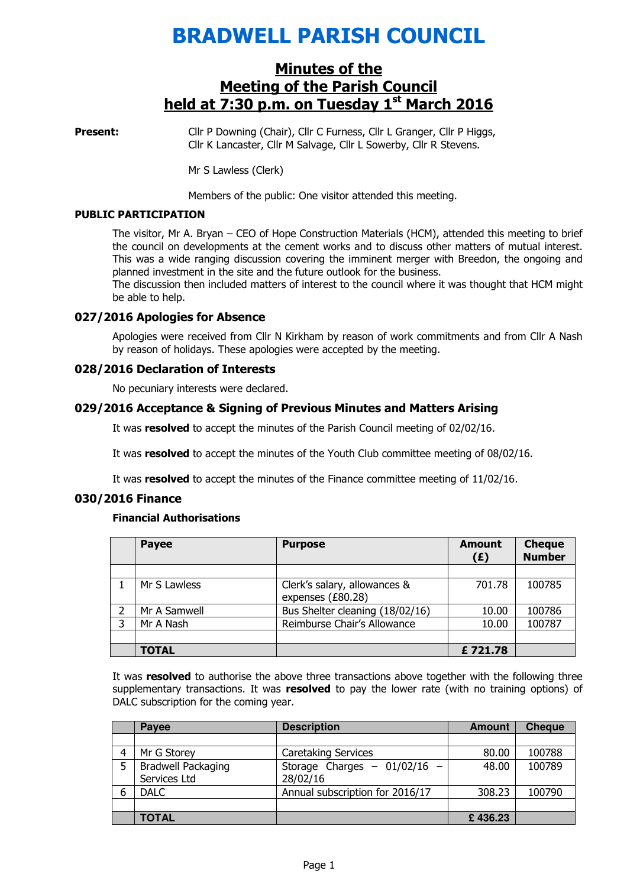# BRADWELL PARISH COUNCIL

## Minutes of the Meeting of the Parish Council held at 7:30 p.m. on Tuesday 1st March 2016

**Present:** Cllr P Downing (Chair), Cllr C Furness, Cllr L Granger, Cllr P Higgs, Cllr K Lancaster, Cllr M Salvage, Cllr L Sowerby, Cllr R Stevens.

Mr S Lawless (Clerk)

Members of the public: One visitor attended this meeting.

**PUBLIC PARTICIPATION**

The visitor, Mr A. Bryan – CEO of Hope Construction Materials (HCM), attended this meeting to brief the council on developments at the cement works and to discuss other matters of mutual interest. This was a wide ranging discussion covering the imminent merger with Breedon, the ongoing and planned investment in the site and the future outlook for the business.
The discussion then included matters of interest to the council where it was thought that HCM might be able to help.

### 027/2016 Apologies for Absence

Apologies were received from Cllr N Kirkham by reason of work commitments and from Cllr A Nash by reason of holidays. These apologies were accepted by the meeting.

### 028/2016 Declaration of Interests

No pecuniary interests were declared.

### 029/2016 Acceptance & Signing of Previous Minutes and Matters Arising

It was **resolved** to accept the minutes of the Parish Council meeting of 02/02/16.

It was **resolved** to accept the minutes of the Youth Club committee meeting of 08/02/16.

It was **resolved** to accept the minutes of the Finance committee meeting of 11/02/16.

### 030/2016 Finance

**Financial Authorisations**

| | Payee | Purpose | Amount (£) | Cheque Number |
|---|---|---|---|---|
| | | | | |
| 1 | Mr S Lawless | Clerk's salary, allowances & expenses (£80.28) | 701.78 | 100785 |
| 2 | Mr A Samwell | Bus Shelter cleaning (18/02/16) | 10.00 | 100786 |
| 3 | Mr A Nash | Reimburse Chair's Allowance | 10.00 | 100787 |
| | | | | |
| | **TOTAL** | | **£ 721.78** | |

It was **resolved** to authorise the above three transactions above together with the following three supplementary transactions. It was **resolved** to pay the lower rate (with no training options) of DALC subscription for the coming year.

| | Payee | Description | Amount | Cheque |
|---|---|---|---|---|
| | | | | |
| 4 | Mr G Storey | Caretaking Services | 80.00 | 100788 |
| 5 | Bradwell Packaging Services Ltd | Storage Charges – 01/02/16 – 28/02/16 | 48.00 | 100789 |
| 6 | DALC | Annual subscription for 2016/17 | 308.23 | 100790 |
| | | | | |
| | **TOTAL** | | **£ 436.23** | |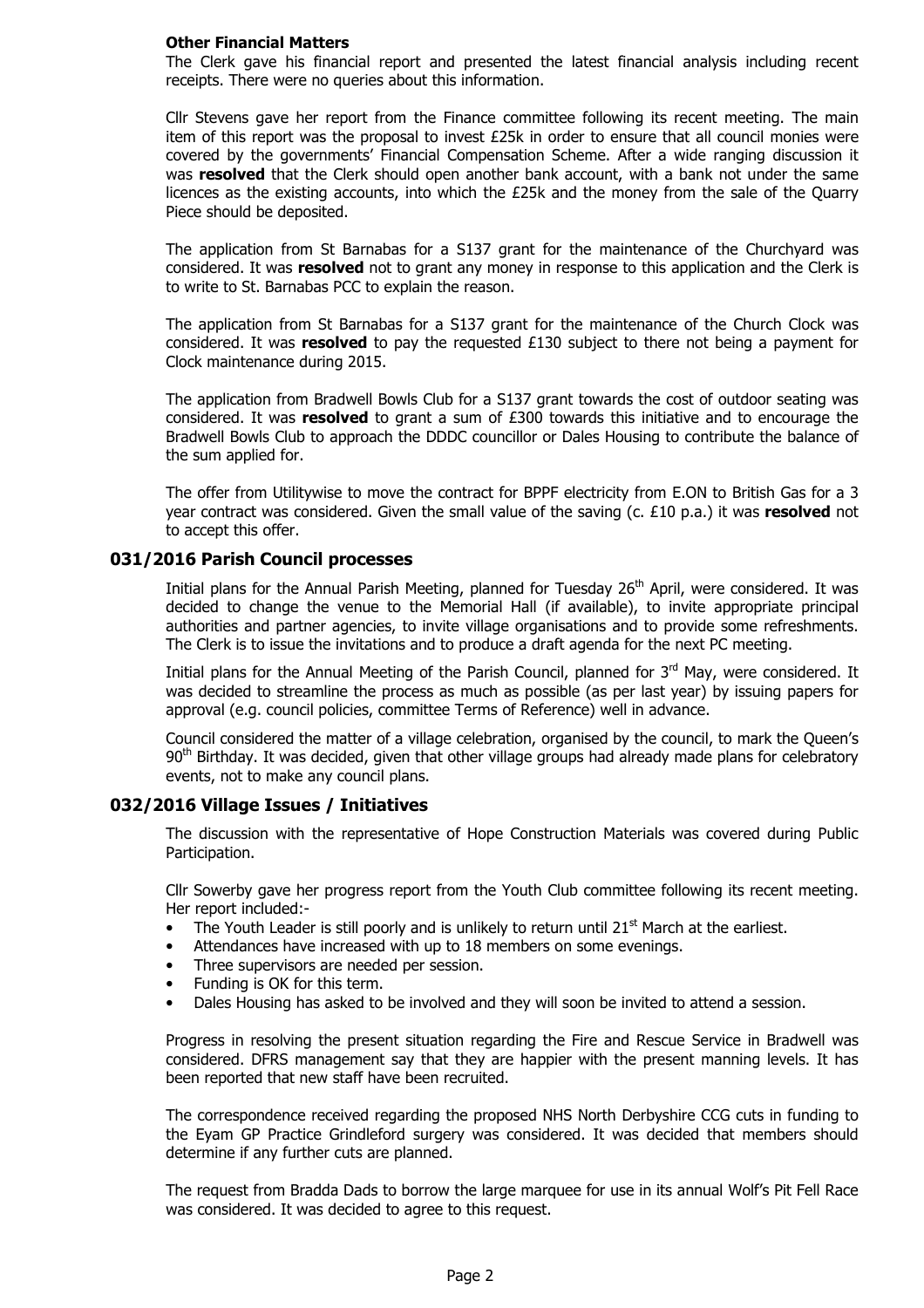**Other Financial Matters**

The Clerk gave his financial report and presented the latest financial analysis including recent receipts. There were no queries about this information.

Cllr Stevens gave her report from the Finance committee following its recent meeting. The main item of this report was the proposal to invest £25k in order to ensure that all council monies were covered by the governments' Financial Compensation Scheme. After a wide ranging discussion it was **resolved** that the Clerk should open another bank account, with a bank not under the same licences as the existing accounts, into which the £25k and the money from the sale of the Quarry Piece should be deposited.

The application from St Barnabas for a S137 grant for the maintenance of the Churchyard was considered. It was **resolved** not to grant any money in response to this application and the Clerk is to write to St. Barnabas PCC to explain the reason.

The application from St Barnabas for a S137 grant for the maintenance of the Church Clock was considered. It was **resolved** to pay the requested £130 subject to there not being a payment for Clock maintenance during 2015.

The application from Bradwell Bowls Club for a S137 grant towards the cost of outdoor seating was considered. It was **resolved** to grant a sum of £300 towards this initiative and to encourage the Bradwell Bowls Club to approach the DDDC councillor or Dales Housing to contribute the balance of the sum applied for.

The offer from Utilitywise to move the contract for BPPF electricity from E.ON to British Gas for a 3 year contract was considered. Given the small value of the saving (c. £10 p.a.) it was **resolved** not to accept this offer.

## 031/2016 Parish Council processes

Initial plans for the Annual Parish Meeting, planned for Tuesday 26th April, were considered. It was decided to change the venue to the Memorial Hall (if available), to invite appropriate principal authorities and partner agencies, to invite village organisations and to provide some refreshments. The Clerk is to issue the invitations and to produce a draft agenda for the next PC meeting.

Initial plans for the Annual Meeting of the Parish Council, planned for 3rd May, were considered. It was decided to streamline the process as much as possible (as per last year) by issuing papers for approval (e.g. council policies, committee Terms of Reference) well in advance.

Council considered the matter of a village celebration, organised by the council, to mark the Queen's 90th Birthday. It was decided, given that other village groups had already made plans for celebratory events, not to make any council plans.

## 032/2016 Village Issues / Initiatives

The discussion with the representative of Hope Construction Materials was covered during Public Participation.

Cllr Sowerby gave her progress report from the Youth Club committee following its recent meeting. Her report included:-

- The Youth Leader is still poorly and is unlikely to return until 21st March at the earliest.
- Attendances have increased with up to 18 members on some evenings.
- Three supervisors are needed per session.
- Funding is OK for this term.
- Dales Housing has asked to be involved and they will soon be invited to attend a session.

Progress in resolving the present situation regarding the Fire and Rescue Service in Bradwell was considered. DFRS management say that they are happier with the present manning levels. It has been reported that new staff have been recruited.

The correspondence received regarding the proposed NHS North Derbyshire CCG cuts in funding to the Eyam GP Practice Grindleford surgery was considered. It was decided that members should determine if any further cuts are planned.

The request from Bradda Dads to borrow the large marquee for use in its annual Wolf's Pit Fell Race was considered. It was decided to agree to this request.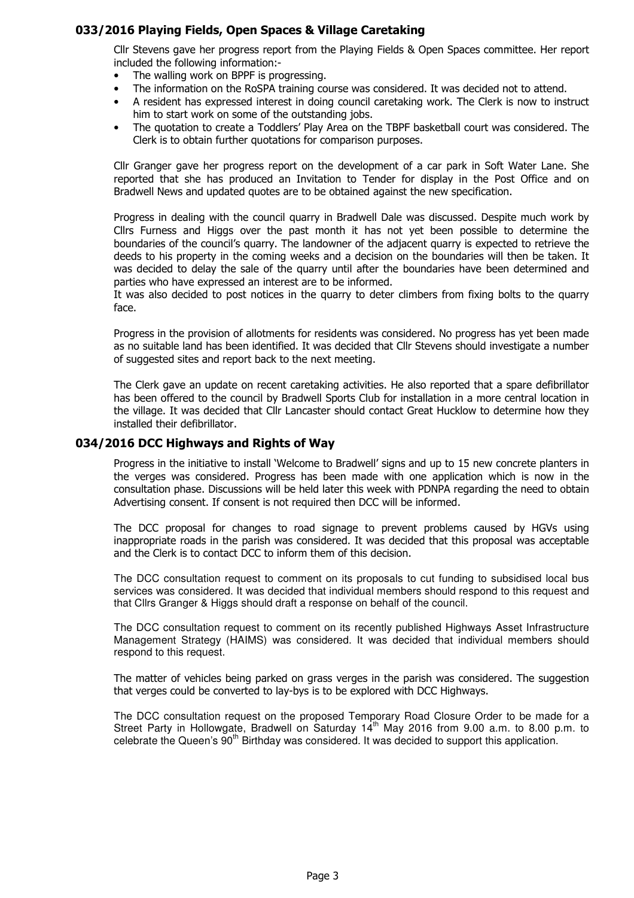## 033/2016 Playing Fields, Open Spaces & Village Caretaking

Cllr Stevens gave her progress report from the Playing Fields & Open Spaces committee. Her report included the following information:-

- The walling work on BPPF is progressing.
- The information on the RoSPA training course was considered. It was decided not to attend.
- A resident has expressed interest in doing council caretaking work. The Clerk is now to instruct him to start work on some of the outstanding jobs.
- The quotation to create a Toddlers' Play Area on the TBPF basketball court was considered. The Clerk is to obtain further quotations for comparison purposes.

Cllr Granger gave her progress report on the development of a car park in Soft Water Lane. She reported that she has produced an Invitation to Tender for display in the Post Office and on Bradwell News and updated quotes are to be obtained against the new specification.

Progress in dealing with the council quarry in Bradwell Dale was discussed. Despite much work by Cllrs Furness and Higgs over the past month it has not yet been possible to determine the boundaries of the council's quarry. The landowner of the adjacent quarry is expected to retrieve the deeds to his property in the coming weeks and a decision on the boundaries will then be taken. It was decided to delay the sale of the quarry until after the boundaries have been determined and parties who have expressed an interest are to be informed.
It was also decided to post notices in the quarry to deter climbers from fixing bolts to the quarry face.

Progress in the provision of allotments for residents was considered. No progress has yet been made as no suitable land has been identified. It was decided that Cllr Stevens should investigate a number of suggested sites and report back to the next meeting.

The Clerk gave an update on recent caretaking activities. He also reported that a spare defibrillator has been offered to the council by Bradwell Sports Club for installation in a more central location in the village. It was decided that Cllr Lancaster should contact Great Hucklow to determine how they installed their defibrillator.

## 034/2016 DCC Highways and Rights of Way

Progress in the initiative to install 'Welcome to Bradwell' signs and up to 15 new concrete planters in the verges was considered. Progress has been made with one application which is now in the consultation phase. Discussions will be held later this week with PDNPA regarding the need to obtain Advertising consent. If consent is not required then DCC will be informed.

The DCC proposal for changes to road signage to prevent problems caused by HGVs using inappropriate roads in the parish was considered. It was decided that this proposal was acceptable and the Clerk is to contact DCC to inform them of this decision.

The DCC consultation request to comment on its proposals to cut funding to subsidised local bus services was considered. It was decided that individual members should respond to this request and that Cllrs Granger & Higgs should draft a response on behalf of the council.

The DCC consultation request to comment on its recently published Highways Asset Infrastructure Management Strategy (HAIMS) was considered. It was decided that individual members should respond to this request.

The matter of vehicles being parked on grass verges in the parish was considered. The suggestion that verges could be converted to lay-bys is to be explored with DCC Highways.

The DCC consultation request on the proposed Temporary Road Closure Order to be made for a Street Party in Hollowgate, Bradwell on Saturday 14th May 2016 from 9.00 a.m. to 8.00 p.m. to celebrate the Queen's 90th Birthday was considered. It was decided to support this application.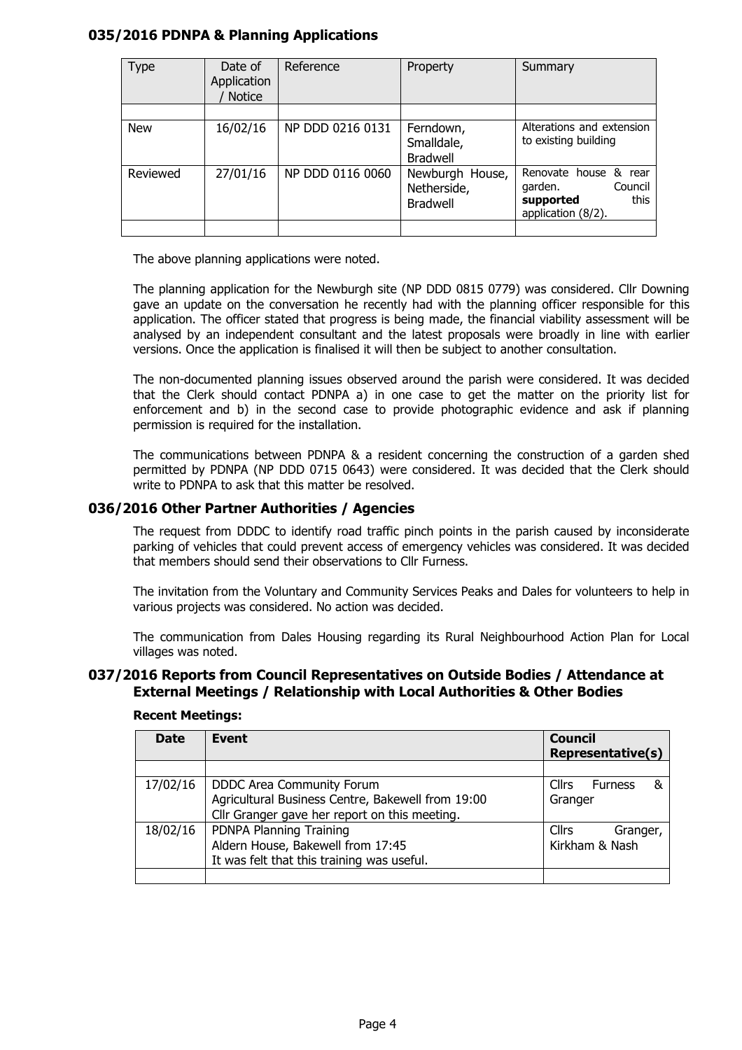## 035/2016 PDNPA & Planning Applications

| Type | Date of Application / Notice | Reference | Property | Summary |
|---|---|---|---|---|
| | | | | |
| New | 16/02/16 | NP DDD 0216 0131 | Ferndown, Smalldale, Bradwell | Alterations and extension to existing building |
| Reviewed | 27/01/16 | NP DDD 0116 0060 | Newburgh House, Netherside, Bradwell | Renovate house & rear garden. Council **supported** this application (8/2). |
| | | | | |

The above planning applications were noted.

The planning application for the Newburgh site (NP DDD 0815 0779) was considered. Cllr Downing gave an update on the conversation he recently had with the planning officer responsible for this application. The officer stated that progress is being made, the financial viability assessment will be analysed by an independent consultant and the latest proposals were broadly in line with earlier versions. Once the application is finalised it will then be subject to another consultation.

The non-documented planning issues observed around the parish were considered. It was decided that the Clerk should contact PDNPA a) in one case to get the matter on the priority list for enforcement and b) in the second case to provide photographic evidence and ask if planning permission is required for the installation.

The communications between PDNPA & a resident concerning the construction of a garden shed permitted by PDNPA (NP DDD 0715 0643) were considered. It was decided that the Clerk should write to PDNPA to ask that this matter be resolved.

## 036/2016 Other Partner Authorities / Agencies

The request from DDDC to identify road traffic pinch points in the parish caused by inconsiderate parking of vehicles that could prevent access of emergency vehicles was considered. It was decided that members should send their observations to Cllr Furness.

The invitation from the Voluntary and Community Services Peaks and Dales for volunteers to help in various projects was considered. No action was decided.

The communication from Dales Housing regarding its Rural Neighbourhood Action Plan for Local villages was noted.

## 037/2016 Reports from Council Representatives on Outside Bodies / Attendance at External Meetings / Relationship with Local Authorities & Other Bodies

**Recent Meetings:**

| Date | Event | Council Representative(s) |
|---|---|---|
| | | |
| 17/02/16 | DDDC Area Community Forum<br>Agricultural Business Centre, Bakewell from 19:00<br>Cllr Granger gave her report on this meeting. | Cllrs Furness & Granger |
| 18/02/16 | PDNPA Planning Training<br>Aldern House, Bakewell from 17:45<br>It was felt that this training was useful. | Cllrs Granger, Kirkham & Nash |
| | | |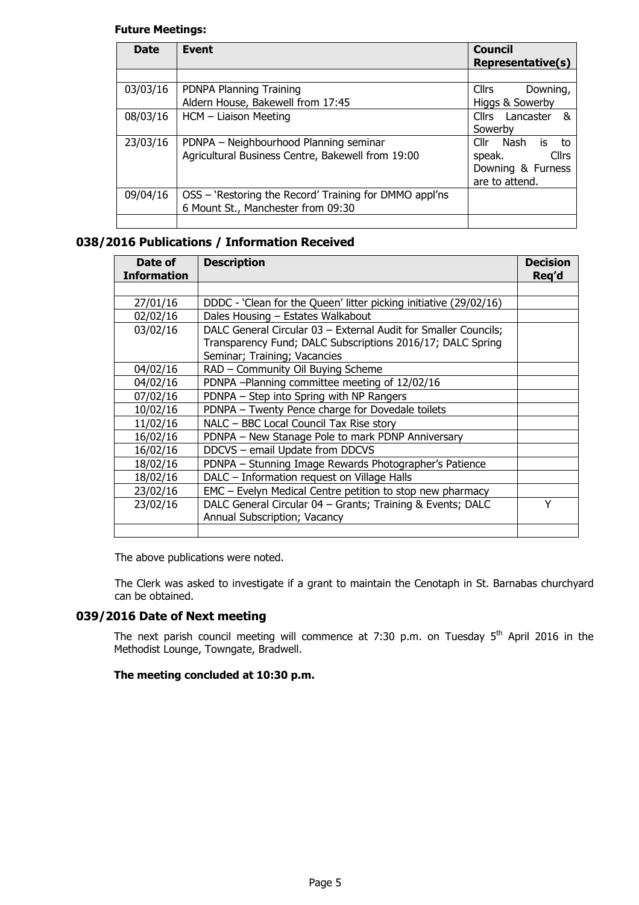**Future Meetings:**

| Date | Event | Council Representative(s) |
|---|---|---|
| | | |
| 03/03/16 | PDNPA Planning Training<br>Aldern House, Bakewell from 17:45 | Cllrs Downing, Higgs & Sowerby |
| 08/03/16 | HCM – Liaison Meeting | Cllrs Lancaster & Sowerby |
| 23/03/16 | PDNPA – Neighbourhood Planning seminar<br>Agricultural Business Centre, Bakewell from 19:00 | Cllr Nash is to speak. Cllrs Downing & Furness are to attend. |
| 09/04/16 | OSS – 'Restoring the Record' Training for DMMO appl'ns<br>6 Mount St., Manchester from 09:30 | |
| | | |

## 038/2016 Publications / Information Received

| Date of Information | Description | Decision Req'd |
|---|---|---|
| | | |
| 27/01/16 | DDDC - 'Clean for the Queen' litter picking initiative (29/02/16) | |
| 02/02/16 | Dales Housing – Estates Walkabout | |
| 03/02/16 | DALC General Circular 03 – External Audit for Smaller Councils; Transparency Fund; DALC Subscriptions 2016/17; DALC Spring Seminar; Training; Vacancies | |
| 04/02/16 | RAD – Community Oil Buying Scheme | |
| 04/02/16 | PDNPA –Planning committee meeting of 12/02/16 | |
| 07/02/16 | PDNPA – Step into Spring with NP Rangers | |
| 10/02/16 | PDNPA – Twenty Pence charge for Dovedale toilets | |
| 11/02/16 | NALC – BBC Local Council Tax Rise story | |
| 16/02/16 | PDNPA – New Stanage Pole to mark PDNP Anniversary | |
| 16/02/16 | DDCVS – email Update from DDCVS | |
| 18/02/16 | PDNPA – Stunning Image Rewards Photographer's Patience | |
| 18/02/16 | DALC – Information request on Village Halls | |
| 23/02/16 | EMC – Evelyn Medical Centre petition to stop new pharmacy | |
| 23/02/16 | DALC General Circular 04 – Grants; Training & Events; DALC Annual Subscription; Vacancy | Y |
| | | |

The above publications were noted.

The Clerk was asked to investigate if a grant to maintain the Cenotaph in St. Barnabas churchyard can be obtained.

## 039/2016 Date of Next meeting

The next parish council meeting will commence at 7:30 p.m. on Tuesday 5th April 2016 in the Methodist Lounge, Towngate, Bradwell.

**The meeting concluded at 10:30 p.m.**